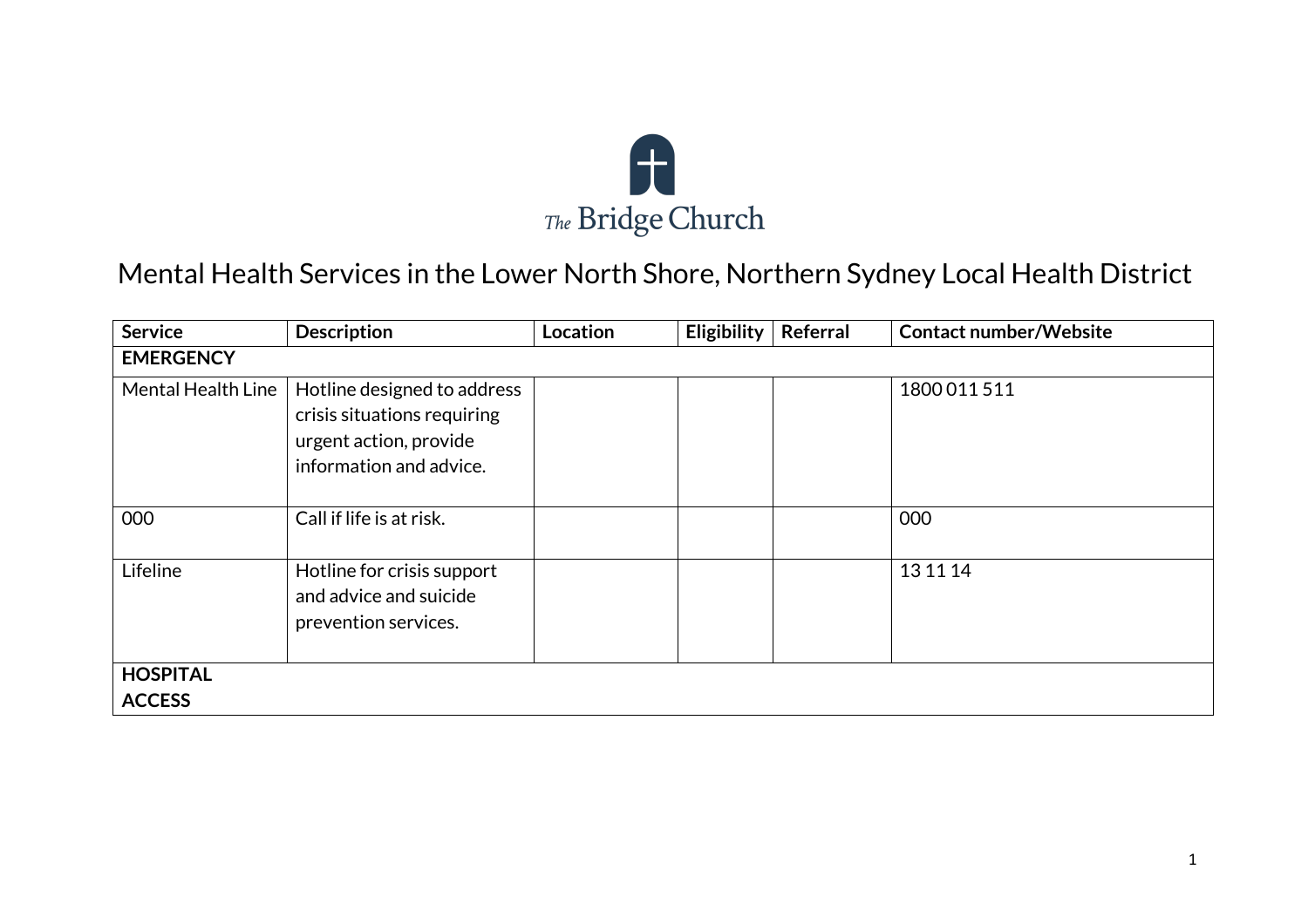The Bridge Church

# Mental Health Services in the Lower North Shore, Northern Sydney Local Health District

| Service | Description | Location | Eligibility | Referral | Contact number/Website |
|---|---|---|---|---|---|
| **EMERGENCY** | | | | | |
| Mental Health Line | Hotline designed to address crisis situations requiring urgent action, provide information and advice. | | | | 1800 011 511 |
| 000 | Call if life is at risk. | | | | 000 |
| Lifeline | Hotline for crisis support and advice and suicide prevention services. | | | | 13 11 14 |
| **HOSPITAL ACCESS** | | | | | |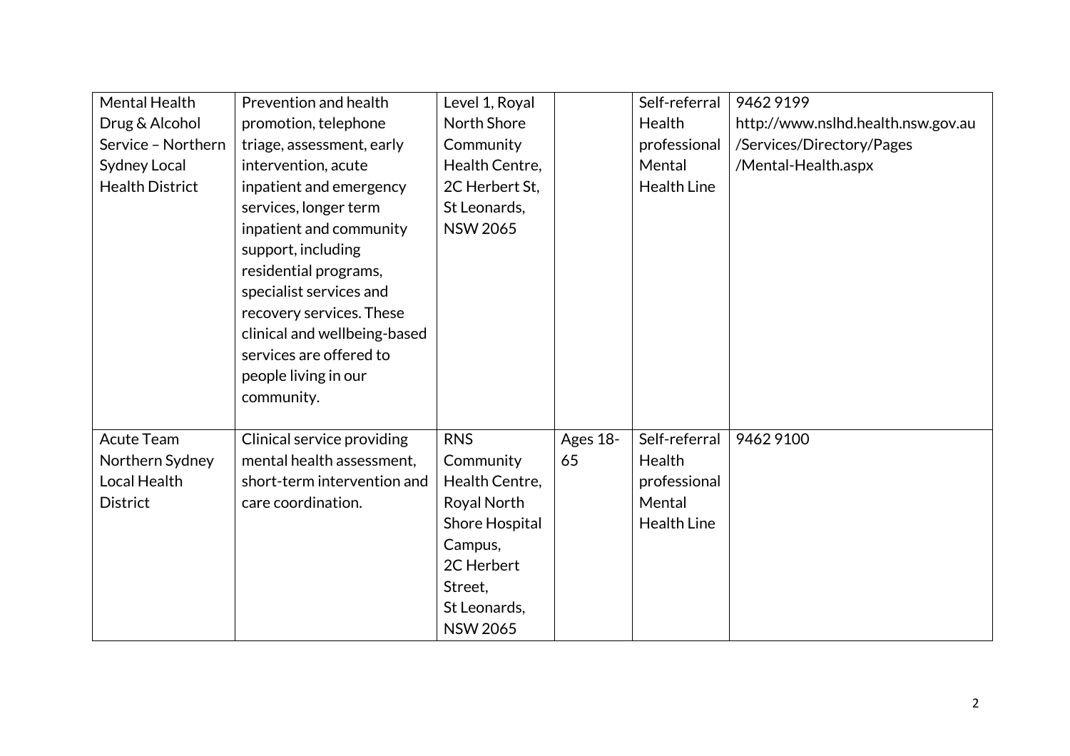| | | | | | |
|---|---|---|---|---|---|
| Mental Health Drug & Alcohol Service – Northern Sydney Local Health District | Prevention and health promotion, telephone triage, assessment, early intervention, acute inpatient and emergency services, longer term inpatient and community support, including residential programs, specialist services and recovery services. These clinical and wellbeing-based services are offered to people living in our community. | Level 1, Royal North Shore Community Health Centre, 2C Herbert St, St Leonards, NSW 2065 | | Self-referral Health professional Mental Health Line | 9462 9199 http://www.nslhd.health.nsw.gov.au/Services/Directory/Pages/Mental-Health.aspx |
| Acute Team Northern Sydney Local Health District | Clinical service providing mental health assessment, short-term intervention and care coordination. | RNS Community Health Centre, Royal North Shore Hospital Campus, 2C Herbert Street, St Leonards, NSW 2065 | Ages 18-65 | Self-referral Health professional Mental Health Line | 9462 9100 |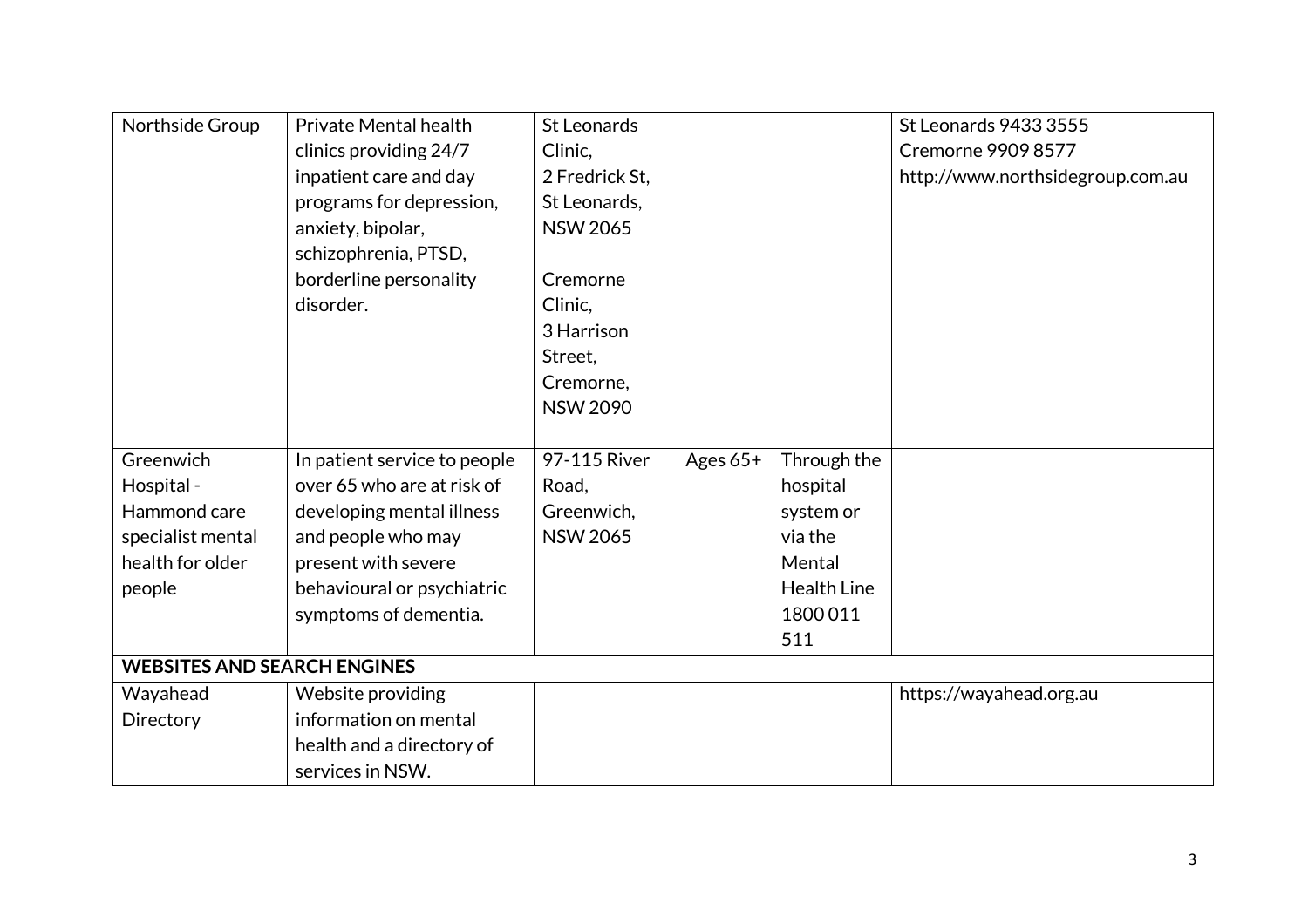| | | | | | |
|---|---|---|---|---|---|
| Northside Group | Private Mental health clinics providing 24/7 inpatient care and day programs for depression, anxiety, bipolar, schizophrenia, PTSD, borderline personality disorder. | St Leonards Clinic, 2 Fredrick St, St Leonards, NSW 2065<br><br>Cremorne Clinic, 3 Harrison Street, Cremorne, NSW 2090 | | | St Leonards 9433 3555<br>Cremorne 9909 8577<br>http://www.northsidegroup.com.au |
| Greenwich Hospital - Hammond care specialist mental health for older people | In patient service to people over 65 who are at risk of developing mental illness and people who may present with severe behavioural or psychiatric symptoms of dementia. | 97-115 River Road, Greenwich, NSW 2065 | Ages 65+ | Through the hospital system or via the Mental Health Line 1800 011 511 | |
| **WEBSITES AND SEARCH ENGINES** | | | | | |
| Wayahead Directory | Website providing information on mental health and a directory of services in NSW. | | | | https://wayahead.org.au |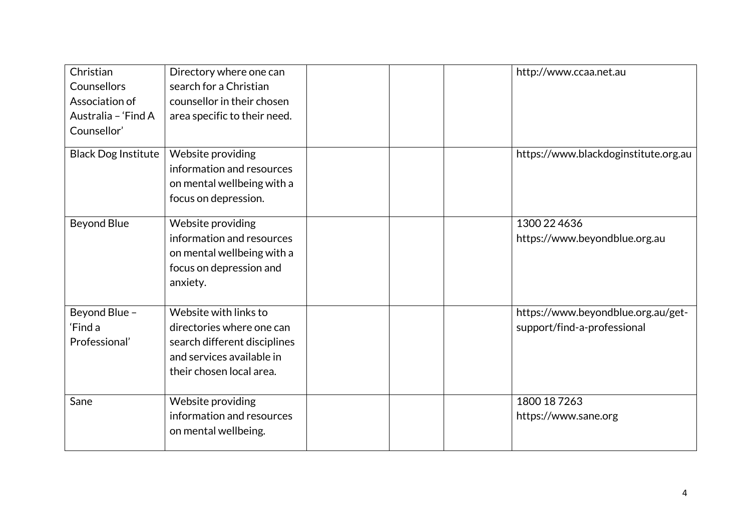| | | | | | |
|---|---|---|---|---|---|
| Christian Counsellors Association of Australia – 'Find A Counsellor' | Directory where one can search for a Christian counsellor in their chosen area specific to their need. | | | | http://www.ccaa.net.au |
| Black Dog Institute | Website providing information and resources on mental wellbeing with a focus on depression. | | | | https://www.blackdoginstitute.org.au |
| Beyond Blue | Website providing information and resources on mental wellbeing with a focus on depression and anxiety. | | | | 1300 22 4636<br>https://www.beyondblue.org.au |
| Beyond Blue – 'Find a Professional' | Website with links to directories where one can search different disciplines and services available in their chosen local area. | | | | https://www.beyondblue.org.au/get-support/find-a-professional |
| Sane | Website providing information and resources on mental wellbeing. | | | | 1800 18 7263<br>https://www.sane.org |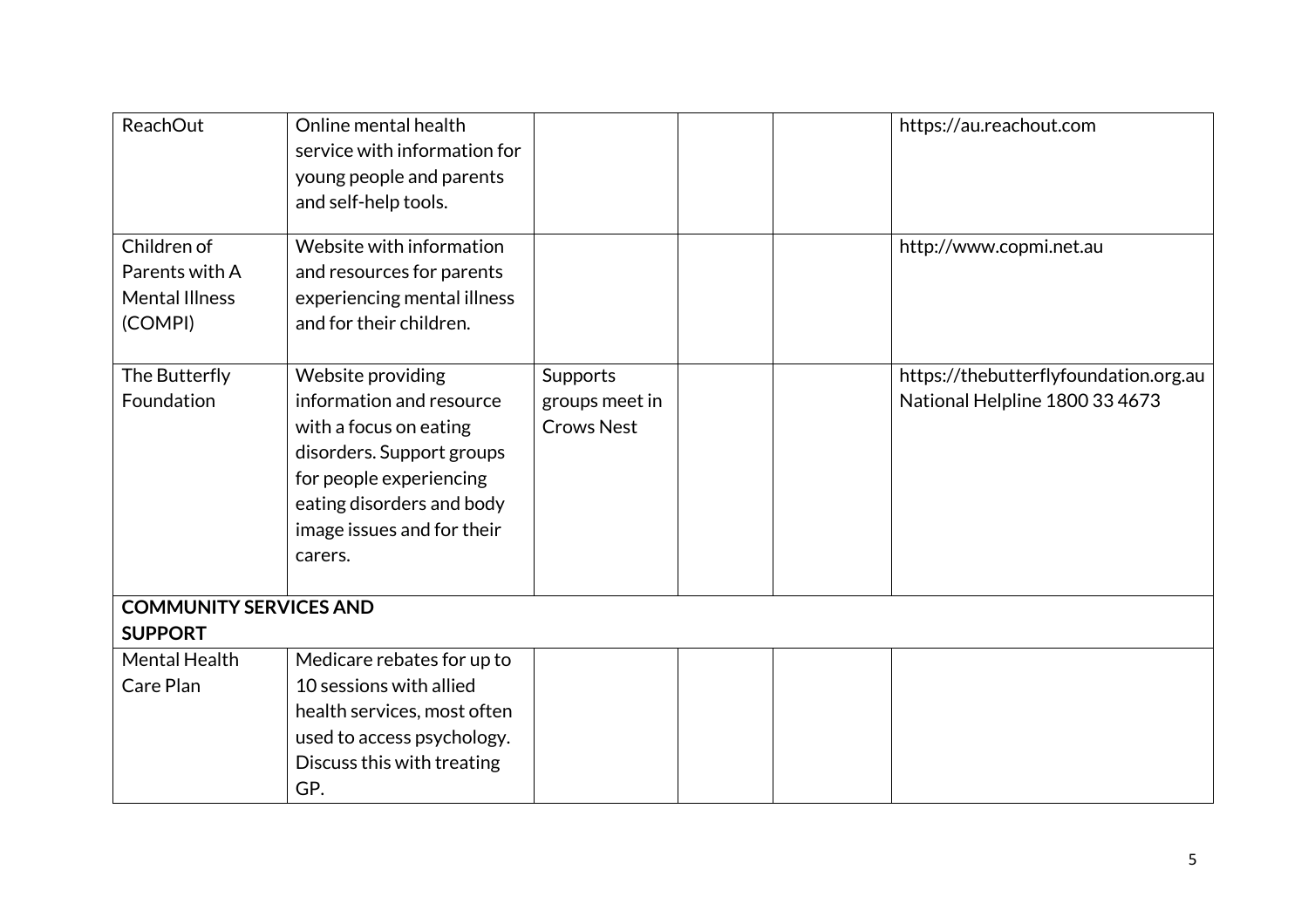| | | | | | |
|---|---|---|---|---|---|
| ReachOut | Online mental health service with information for young people and parents and self-help tools. | | | | https://au.reachout.com |
| Children of Parents with A Mental Illness (COMPI) | Website with information and resources for parents experiencing mental illness and for their children. | | | | http://www.copmi.net.au |
| The Butterfly Foundation | Website providing information and resource with a focus on eating disorders. Support groups for people experiencing eating disorders and body image issues and for their carers. | Supports groups meet in Crows Nest | | | https://thebutterflyfoundation.org.au National Helpline 1800 33 4673 |
| **COMMUNITY SERVICES AND SUPPORT** | | | | | |
| Mental Health Care Plan | Medicare rebates for up to 10 sessions with allied health services, most often used to access psychology. Discuss this with treating GP. | | | | |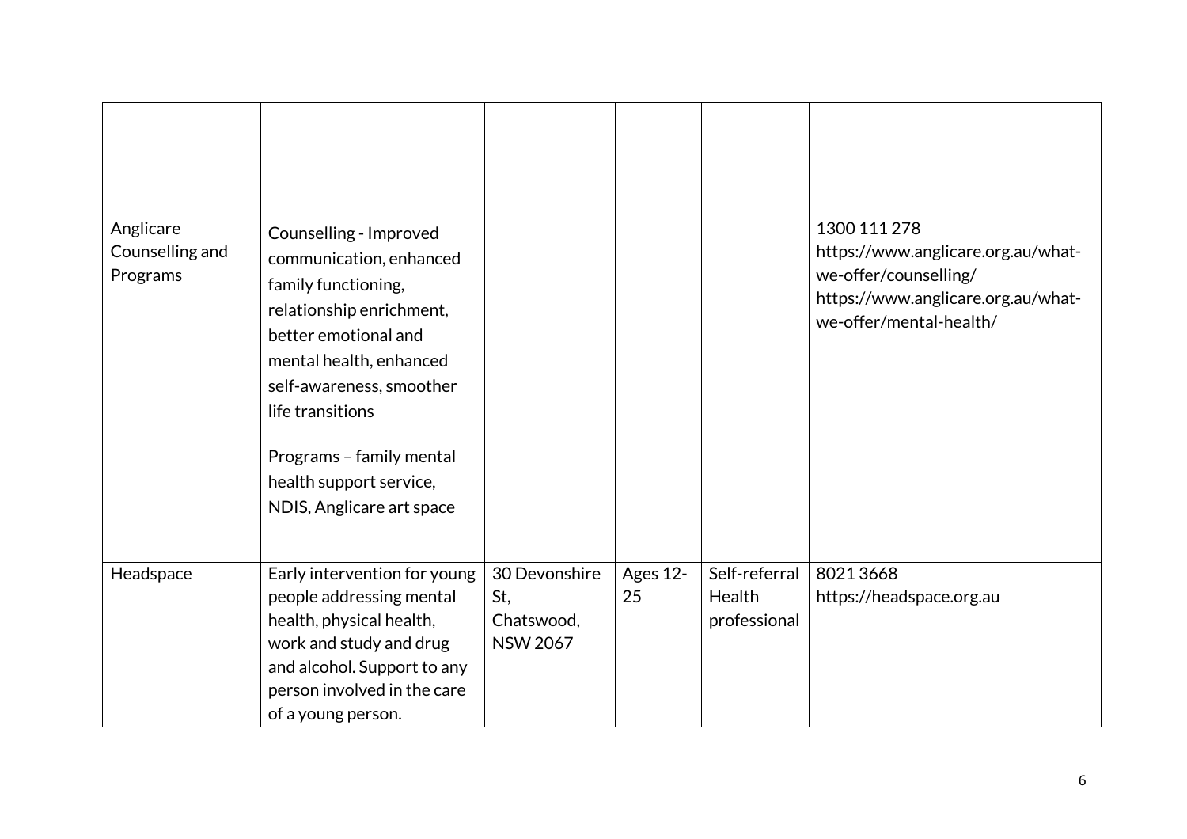| | | | | | |
|---|---|---|---|---|---|
| Anglicare Counselling and Programs | Counselling - Improved communication, enhanced family functioning, relationship enrichment, better emotional and mental health, enhanced self-awareness, smoother life transitions<br><br>Programs – family mental health support service, NDIS, Anglicare art space | | | | 1300 111 278<br>https://www.anglicare.org.au/what-we-offer/counselling/<br>https://www.anglicare.org.au/what-we-offer/mental-health/ |
| Headspace | Early intervention for young people addressing mental health, physical health, work and study and drug and alcohol. Support to any person involved in the care of a young person. | 30 Devonshire St, Chatswood, NSW 2067 | Ages 12-25 | Self-referral<br>Health professional | 8021 3668<br>https://headspace.org.au |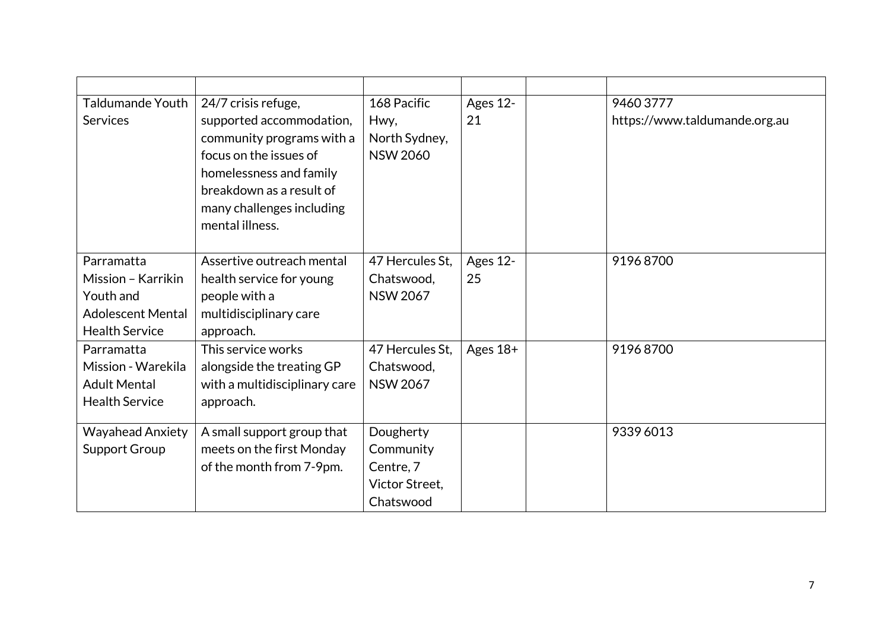| | | | | | |
|---|---|---|---|---|---|
| Taldumande Youth Services | 24/7 crisis refuge, supported accommodation, community programs with a focus on the issues of homelessness and family breakdown as a result of many challenges including mental illness. | 168 Pacific Hwy, North Sydney, NSW 2060 | Ages 12-21 | | 9460 3777 https://www.taldumande.org.au |
| Parramatta Mission – Karrikin Youth and Adolescent Mental Health Service | Assertive outreach mental health service for young people with a multidisciplinary care approach. | 47 Hercules St, Chatswood, NSW 2067 | Ages 12-25 | | 9196 8700 |
| Parramatta Mission - Warekila Adult Mental Health Service | This service works alongside the treating GP with a multidisciplinary care approach. | 47 Hercules St, Chatswood, NSW 2067 | Ages 18+ | | 9196 8700 |
| Wayahead Anxiety Support Group | A small support group that meets on the first Monday of the month from 7-9pm. | Dougherty Community Centre, 7 Victor Street, Chatswood | | | 9339 6013 |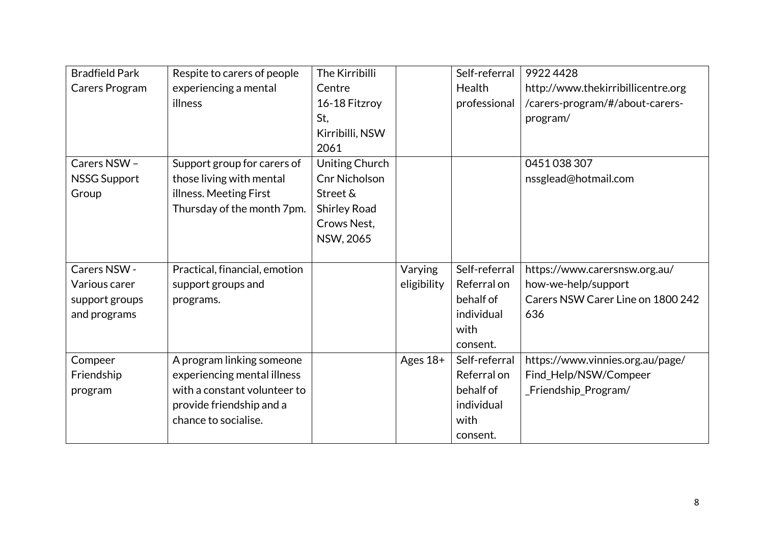| Bradfield Park Carers Program | Respite to carers of people experiencing a mental illness | The Kirribilli Centre 16-18 Fitzroy St, Kirribilli, NSW 2061 | | Self-referral Health professional | 9922 4428 http://www.thekirribillicentre.org/carers-program/#/about-carers-program/ |
|---|---|---|---|---|---|
| Carers NSW – NSSG Support Group | Support group for carers of those living with mental illness. Meeting First Thursday of the month 7pm. | Uniting Church Cnr Nicholson Street & Shirley Road Crows Nest, NSW, 2065 | | | 0451 038 307 nssglead@hotmail.com |
| Carers NSW - Various carer support groups and programs | Practical, financial, emotion support groups and programs. | | Varying eligibility | Self-referral Referral on behalf of individual with consent. | https://www.carersnsw.org.au/how-we-help/support Carers NSW Carer Line on 1800 242 636 |
| Compeer Friendship program | A program linking someone experiencing mental illness with a constant volunteer to provide friendship and a chance to socialise. | | Ages 18+ | Self-referral Referral on behalf of individual with consent. | https://www.vinnies.org.au/page/Find_Help/NSW/Compeer_Friendship_Program/ |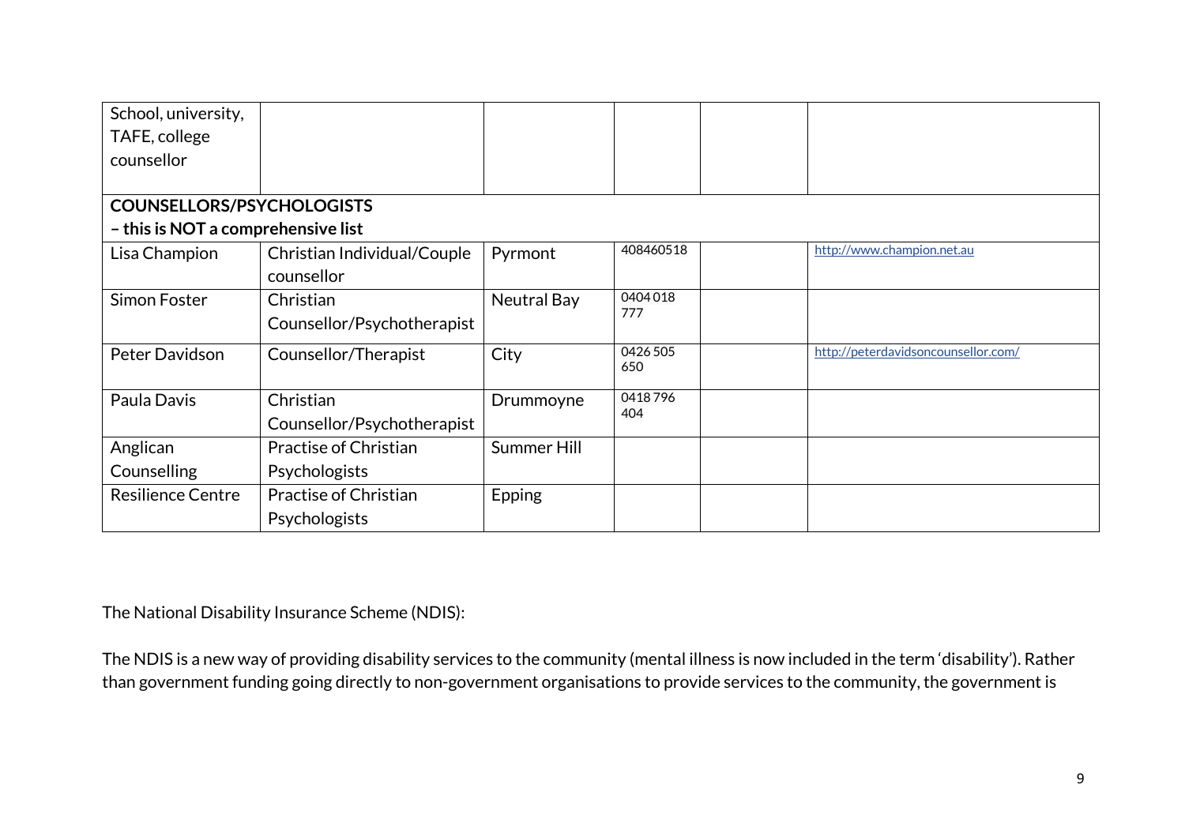| School, university, TAFE, college counsellor | | | | | |
|---|---|---|---|---|---|
| **COUNSELLORS/PSYCHOLOGISTS – this is NOT a comprehensive list** | | | | | |
| Lisa Champion | Christian Individual/Couple counsellor | Pyrmont | 408460518 | | http://www.champion.net.au |
| Simon Foster | Christian Counsellor/Psychotherapist | Neutral Bay | 0404 018 777 | | |
| Peter Davidson | Counsellor/Therapist | City | 0426 505 650 | | http://peterdavidsoncounsellor.com/ |
| Paula Davis | Christian Counsellor/Psychotherapist | Drummoyne | 0418 796 404 | | |
| Anglican Counselling | Practise of Christian Psychologists | Summer Hill | | | |
| Resilience Centre | Practise of Christian Psychologists | Epping | | | |

The National Disability Insurance Scheme (NDIS):

The NDIS is a new way of providing disability services to the community (mental illness is now included in the term 'disability'). Rather than government funding going directly to non-government organisations to provide services to the community, the government is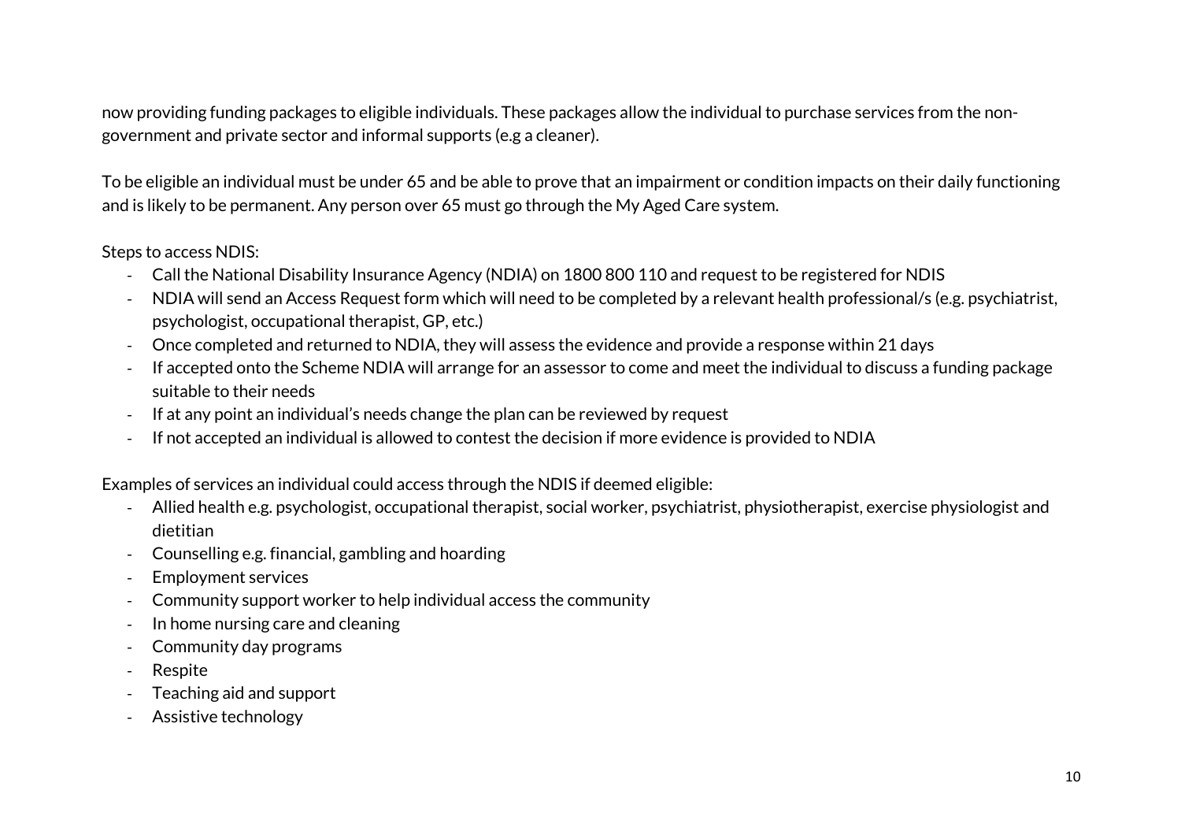now providing funding packages to eligible individuals. These packages allow the individual to purchase services from the non-government and private sector and informal supports (e.g a cleaner).

To be eligible an individual must be under 65 and be able to prove that an impairment or condition impacts on their daily functioning and is likely to be permanent. Any person over 65 must go through the My Aged Care system.

Steps to access NDIS:

- Call the National Disability Insurance Agency (NDIA) on 1800 800 110 and request to be registered for NDIS
- NDIA will send an Access Request form which will need to be completed by a relevant health professional/s (e.g. psychiatrist, psychologist, occupational therapist, GP, etc.)
- Once completed and returned to NDIA, they will assess the evidence and provide a response within 21 days
- If accepted onto the Scheme NDIA will arrange for an assessor to come and meet the individual to discuss a funding package suitable to their needs
- If at any point an individual's needs change the plan can be reviewed by request
- If not accepted an individual is allowed to contest the decision if more evidence is provided to NDIA

Examples of services an individual could access through the NDIS if deemed eligible:

- Allied health e.g. psychologist, occupational therapist, social worker, psychiatrist, physiotherapist, exercise physiologist and dietitian
- Counselling e.g. financial, gambling and hoarding
- Employment services
- Community support worker to help individual access the community
- In home nursing care and cleaning
- Community day programs
- Respite
- Teaching aid and support
- Assistive technology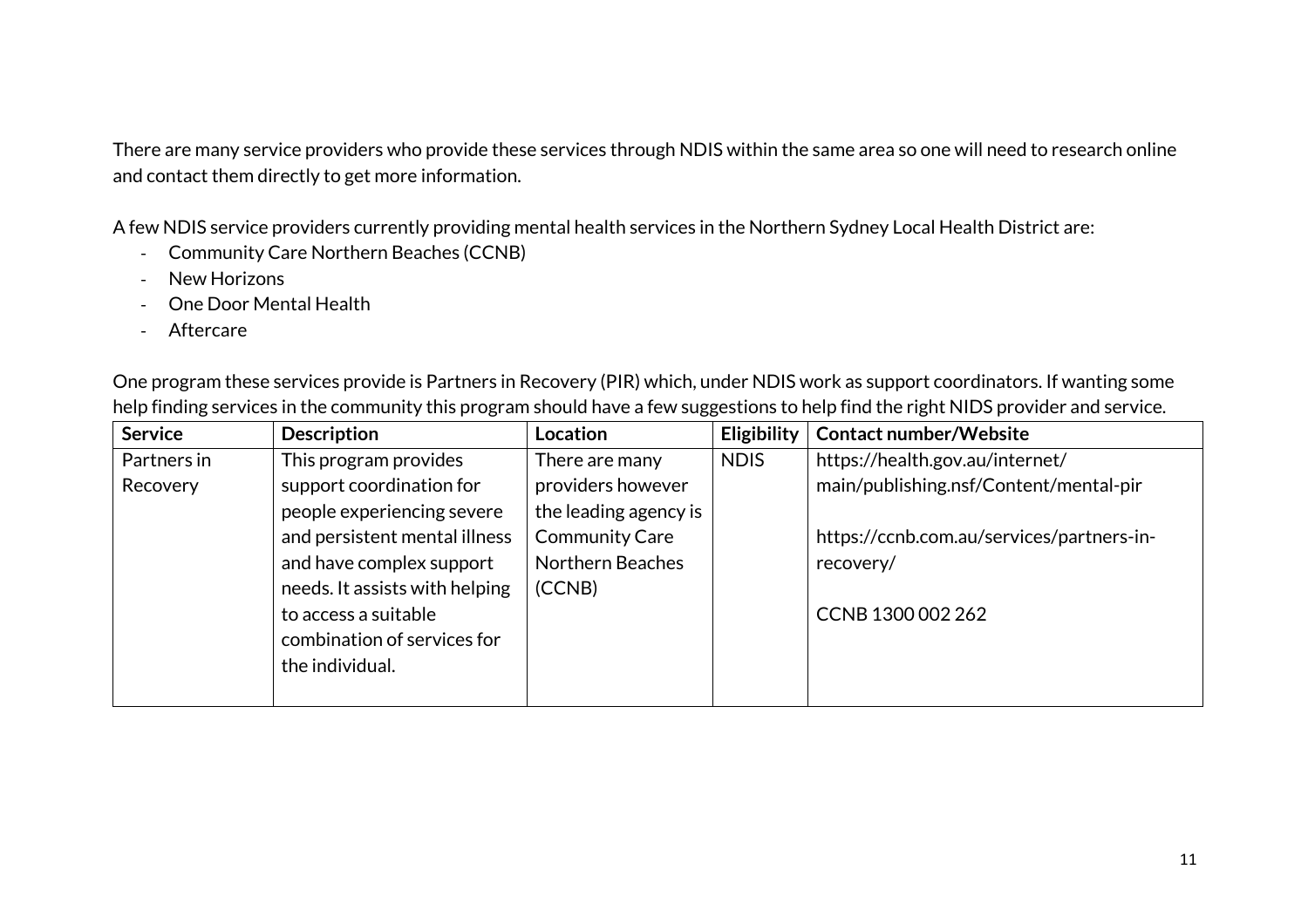There are many service providers who provide these services through NDIS within the same area so one will need to research online and contact them directly to get more information.

A few NDIS service providers currently providing mental health services in the Northern Sydney Local Health District are:

- Community Care Northern Beaches (CCNB)
- New Horizons
- One Door Mental Health
- Aftercare

One program these services provide is Partners in Recovery (PIR) which, under NDIS work as support coordinators. If wanting some help finding services in the community this program should have a few suggestions to help find the right NIDS provider and service.

| Service | Description | Location | Eligibility | Contact number/Website |
|---|---|---|---|---|
| Partners in Recovery | This program provides support coordination for people experiencing severe and persistent mental illness and have complex support needs. It assists with helping to access a suitable combination of services for the individual. | There are many providers however the leading agency is Community Care Northern Beaches (CCNB) | NDIS | https://health.gov.au/internet/main/publishing.nsf/Content/mental-pir<br><br>https://ccnb.com.au/services/partners-in-recovery/<br><br>CCNB 1300 002 262 |